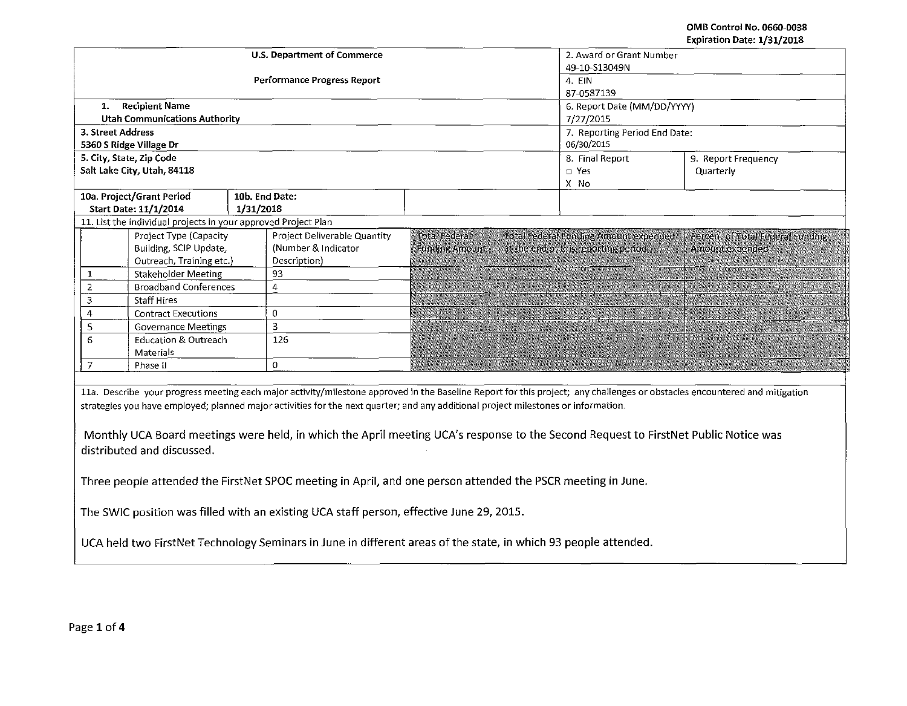OMB Control No. 0660-0038
Expiration Date: 1/31/2018

| U.S. Department of Commerce<br><br>Performance Progress Report | 2. Award or Grant Number<br>49-10-S13049N | |
|---|---|---|
| | 4. EIN<br>87-0587139 | |
| 1. Recipient Name<br>Utah Communications Authority | 6. Report Date (MM/DD/YYYY)<br>7/27/2015 | |
| 3. Street Address<br>5360 S Ridge Village Dr | 7. Reporting Period End Date:<br>06/30/2015 | |
| 5. City, State, Zip Code<br>Salt Lake City, Utah, 84118 | 8. Final Report<br>□ Yes<br>X No | 9. Report Frequency<br>Quarterly |
| 10a. Project/Grant Period<br>Start Date: 11/1/2014 — 10b. End Date: 1/31/2018 | | |

11. List the individual projects in your approved Project Plan

| | Project Type (Capacity Building, SCIP Update, Outreach, Training etc.) | Project Deliverable Quantity (Number & Indicator Description) | Total Federal Funding Amount | Total Federal Funding Amount expended at the end of this reporting period | Percent of Total Federal Funding Amount expended |
|---|---|---|---|---|---|
| 1 | Stakeholder Meeting | 93 | | | |
| 2 | Broadband Conferences | 4 | | | |
| 3 | Staff Hires | | | | |
| 4 | Contract Executions | 0 | | | |
| 5 | Governance Meetings | 3 | | | |
| 6 | Education & Outreach Materials | 126 | | | |
| 7 | Phase II | 0 | | | |

11a. Describe your progress meeting each major activity/milestone approved in the Baseline Report for this project; any challenges or obstacles encountered and mitigation strategies you have employed; planned major activities for the next quarter; and any additional project milestones or information.

Monthly UCA Board meetings were held, in which the April meeting UCA's response to the Second Request to FirstNet Public Notice was distributed and discussed.

Three people attended the FirstNet SPOC meeting in April, and one person attended the PSCR meeting in June.

The SWIC position was filled with an existing UCA staff person, effective June 29, 2015.

UCA held two FirstNet Technology Seminars in June in different areas of the state, in which 93 people attended.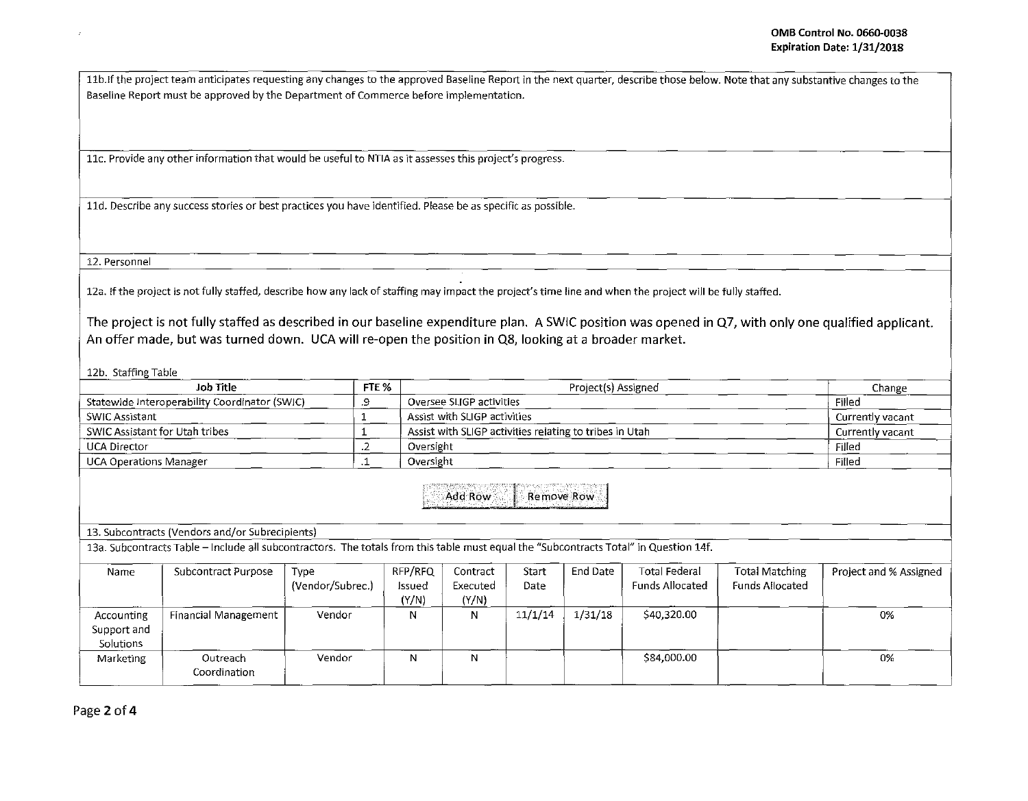11b. If the project team anticipates requesting any changes to the approved Baseline Report in the next quarter, describe those below. Note that any substantive changes to the Baseline Report must be approved by the Department of Commerce before implementation.

11c. Provide any other information that would be useful to NTIA as it assesses this project's progress.

11d. Describe any success stories or best practices you have identified. Please be as specific as possible.

12. Personnel

12a. If the project is not fully staffed, describe how any lack of staffing may impact the project's time line and when the project will be fully staffed.

The project is not fully staffed as described in our baseline expenditure plan. A SWIC position was opened in Q7, with only one qualified applicant. An offer made, but was turned down. UCA will re-open the position in Q8, looking at a broader market.

12b. Staffing Table

| Job Title | FTE % | Project(s) Assigned | Change |
|---|---|---|---|
| Statewide Interoperability Coordinator (SWIC) | .9 | Oversee SLIGP activities | Filled |
| SWIC Assistant | 1 | Assist with SLIGP activities | Currently vacant |
| SWIC Assistant for Utah tribes | 1 | Assist with SLIGP activities relating to tribes in Utah | Currently vacant |
| UCA Director | .2 | Oversight | Filled |
| UCA Operations Manager | .1 | Oversight | Filled |

13. Subcontracts (Vendors and/or Subrecipients)

13a. Subcontracts Table – Include all subcontractors. The totals from this table must equal the "Subcontracts Total" in Question 14f.

| Name | Subcontract Purpose | Type (Vendor/Subrec.) | RFP/RFQ Issued (Y/N) | Contract Executed (Y/N) | Start Date | End Date | Total Federal Funds Allocated | Total Matching Funds Allocated | Project and % Assigned |
|---|---|---|---|---|---|---|---|---|---|
| Accounting Support and Solutions | Financial Management | Vendor | N | N | 11/1/14 | 1/31/18 | $40,320.00 | | 0% |
| Marketing | Outreach Coordination | Vendor | N | N | | | $84,000.00 | | 0% |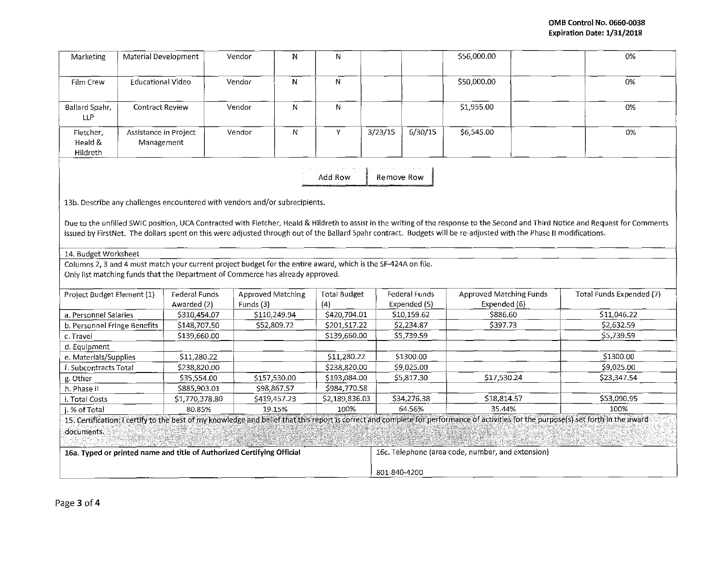| | | | | | | | | | |
|---|---|---|---|---|---|---|---|---|---|
| Marketing | Material Development | Vendor | N | N | | | $56,000.00 | | 0% |
| Film Crew | Educational Video | Vendor | N | N | | | $50,000.00 | | 0% |
| Ballard Spahr, LLP | Contract Review | Vendor | N | N | | | $1,955.00 | | 0% |
| Fletcher, Heald & Hildreth | Assistance in Project Management | Vendor | N | Y | 3/23/15 | 6/30/15 | $6,545.00 | | 0% |

Add Row | Remove Row

13b. Describe any challenges encountered with vendors and/or subrecipients.

Due to the unfilled SWIC position, UCA Contracted with Fletcher, Heald & Hildreth to assist in the writing of the response to the Second and Third Notice and Request for Comments issued by FirstNet. The dollars spent on this were adjusted through out of the Ballard Spahr contract. Budgets will be re-adjusted with the Phase II modifications.

14. Budget Worksheet

Columns 2, 3 and 4 must match your current project budget for the entire award, which is the SF-424A on file.
Only list matching funds that the Department of Commerce has already approved.

| Project Budget Element (1) | Federal Funds Awarded (2) | Approved Matching Funds (3) | Total Budget (4) | Federal Funds Expended (5) | Approved Matching Funds Expended (6) | Total Funds Expended (7) |
|---|---|---|---|---|---|---|
| a. Personnel Salaries | $310,454.07 | $110,249.94 | $420,704.01 | $10,159.62 | $886.60 | $11,046.22 |
| b. Personnel Fringe Benefits | $148,707.50 | $52,809.72 | $201,517.22 | $2,234.87 | $397.73 | $2,632.59 |
| c. Travel | $139,660.00 | | $139,660.00 | $5,739.59 | | $5,739.59 |
| d. Equipment | | | | | | |
| e. Materials/Supplies | $11,280.22 | | $11,280.22 | $1300.00 | | $1300.00 |
| f. Subcontracts Total | $238,820.00 | | $238,820.00 | $9,025.00 | | $9,025.00 |
| g. Other | $35,554.00 | $157,530.00 | $193,084.00 | $5,817.30 | $17,530.24 | $23,347.54 |
| h. Phase II | $885,903.01 | $98,867.57 | $984,770.58 | | | |
| i. Total Costs | $1,770,378.80 | $419,457.23 | $2,189,836.03 | $34,276.38 | $18,814.57 | $53,090.95 |
| j. % of Total | 80.85% | 19.15% | 100% | 64.56% | 35.44% | 100% |

15. Certification: I certify to the best of my knowledge and belief that this report is correct and complete for performance of activities for the purpose(s) set forth in the award documents.

| 16a. Typed or printed name and title of Authorized Certifying Official | 16c. Telephone (area code, number, and extension) |
|---|---|
| | 801-840-4200 |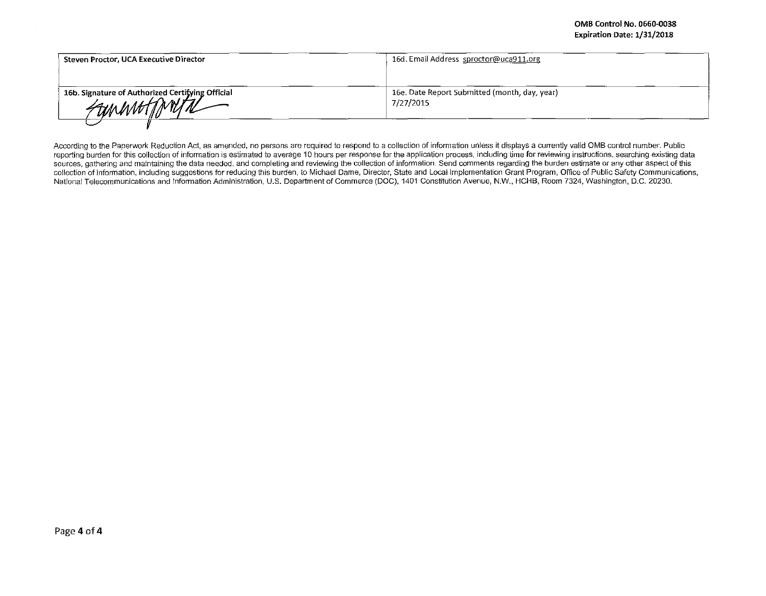OMB Control No. 0660-0038
Expiration Date: 1/31/2018

| | |
|---|---|
| **Steven Proctor, UCA Executive Director** | 16d. Email Address sproctor@uca911.org |
| **16b. Signature of Authorized Certifying Official** | 16e. Date Report Submitted (month, day, year) 7/27/2015 |

According to the Paperwork Reduction Act, as amended, no persons are required to respond to a collection of information unless it displays a currently valid OMB control number. Public reporting burden for this collection of information is estimated to average 10 hours per response for the application process, including time for reviewing instructions, searching existing data sources, gathering and maintaining the data needed, and completing and reviewing the collection of information. Send comments regarding the burden estimate or any other aspect of this collection of information, including suggestions for reducing this burden, to Michael Dame, Director, State and Local Implementation Grant Program, Office of Public Safety Communications, National Telecommunications and Information Administration, U.S. Department of Commerce (DOC), 1401 Constitution Avenue, N.W., HCHB, Room 7324, Washington, D.C. 20230.